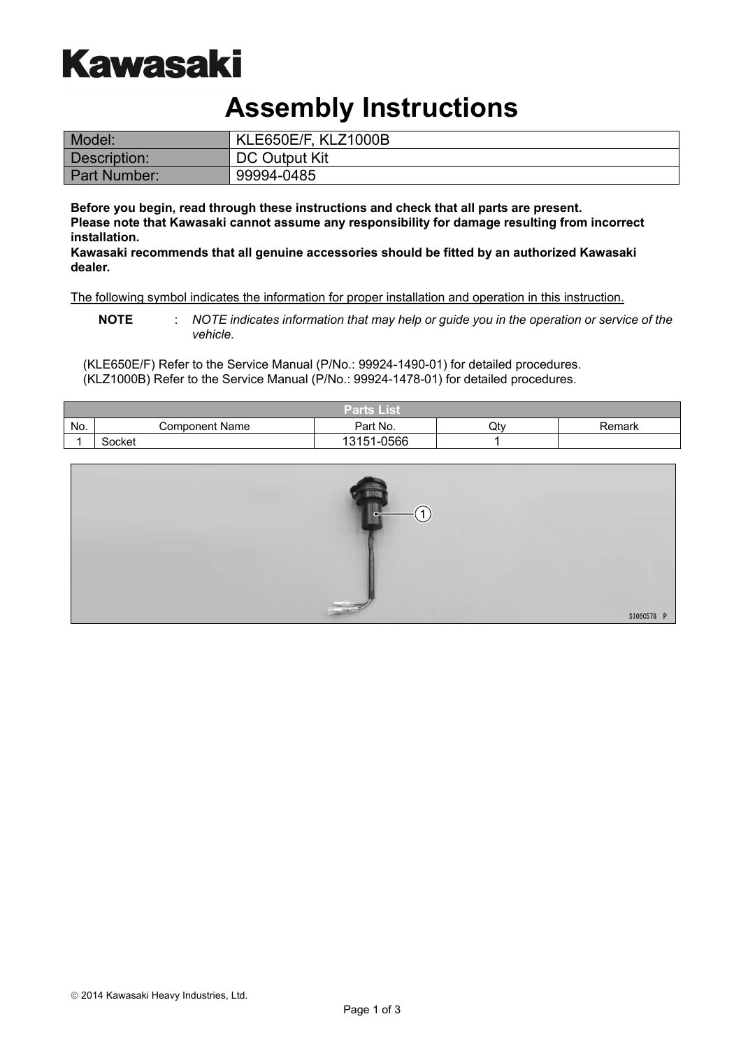# Kawasaki

# Assembly Instructions

| Model: | KLE650E/F, KLZ1000B |
|---|---|
| Description: | DC Output Kit |
| Part Number: | 99994-0485 |

**Before you begin, read through these instructions and check that all parts are present.**
**Please note that Kawasaki cannot assume any responsibility for damage resulting from incorrect installation.**
**Kawasaki recommends that all genuine accessories should be fitted by an authorized Kawasaki dealer.**

The following symbol indicates the information for proper installation and operation in this instruction.

**NOTE** : *NOTE indicates information that may help or guide you in the operation or service of the vehicle.*

(KLE650E/F) Refer to the Service Manual (P/No.: 99924-1490-01) for detailed procedures.
(KLZ1000B) Refer to the Service Manual (P/No.: 99924-1478-01) for detailed procedures.

| Parts List | | | | |
|---|---|---|---|---|
| No. | Component Name | Part No. | Qty | Remark |
| 1 | Socket | 13151-0566 | 1 | |

1

SI06C578 P

© 2014 Kawasaki Heavy Industries, Ltd.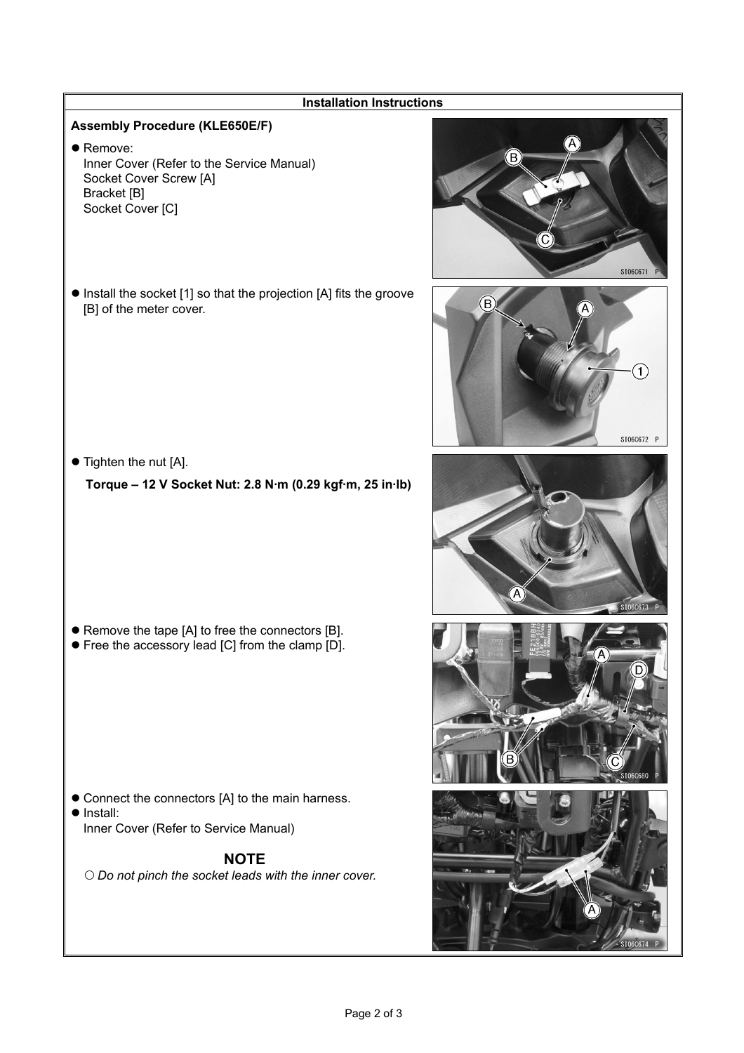## Installation Instructions

### Assembly Procedure (KLE650E/F)

- Remove:
  Inner Cover (Refer to the Service Manual)
  Socket Cover Screw [A]
  Bracket [B]
  Socket Cover [C]

- Install the socket [1] so that the projection [A] fits the groove [B] of the meter cover.

- Tighten the nut [A].

  **Torque – 12 V Socket Nut: 2.8 N·m (0.29 kgf·m, 25 in·lb)**

- Remove the tape [A] to free the connectors [B].
- Free the accessory lead [C] from the clamp [D].

- Connect the connectors [A] to the main harness.
- Install:
  Inner Cover (Refer to Service Manual)

**NOTE**

○ *Do not pinch the socket leads with the inner cover.*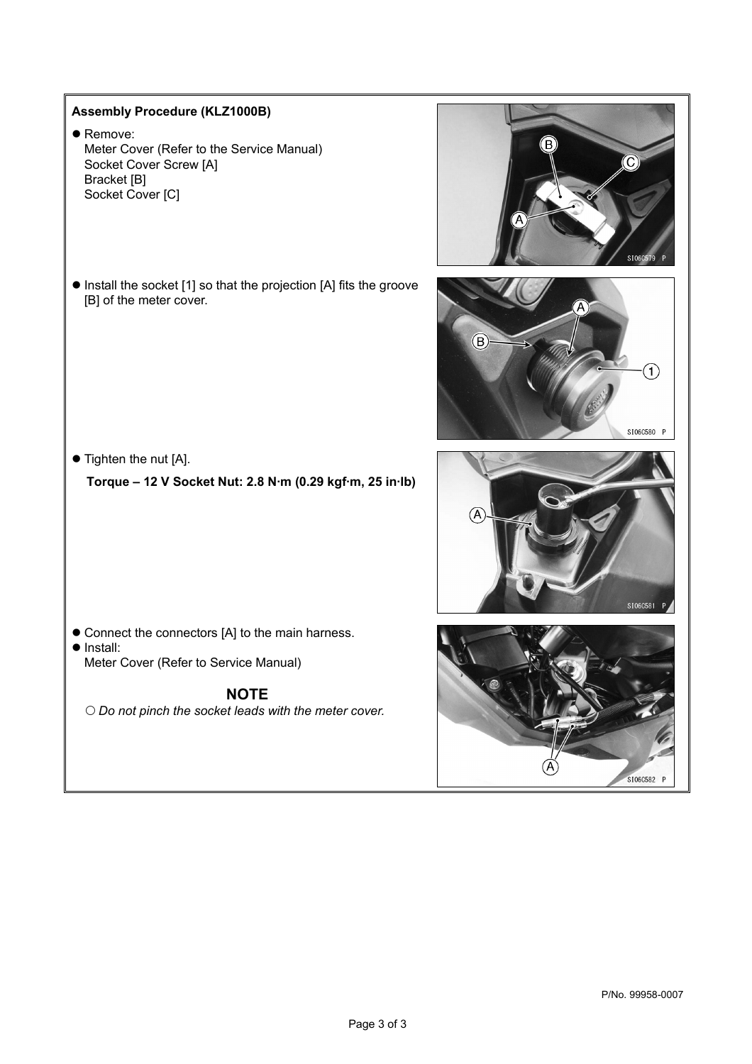**Assembly Procedure (KLZ1000B)**

- Remove:
  Meter Cover (Refer to the Service Manual)
  Socket Cover Screw [A]
  Bracket [B]
  Socket Cover [C]

- Install the socket [1] so that the projection [A] fits the groove [B] of the meter cover.

- Tighten the nut [A].

  **Torque – 12 V Socket Nut: 2.8 N·m (0.29 kgf·m, 25 in·lb)**

- Connect the connectors [A] to the main harness.
- Install:
  Meter Cover (Refer to Service Manual)

**NOTE**

○ *Do not pinch the socket leads with the meter cover.*

P/No. 99958-0007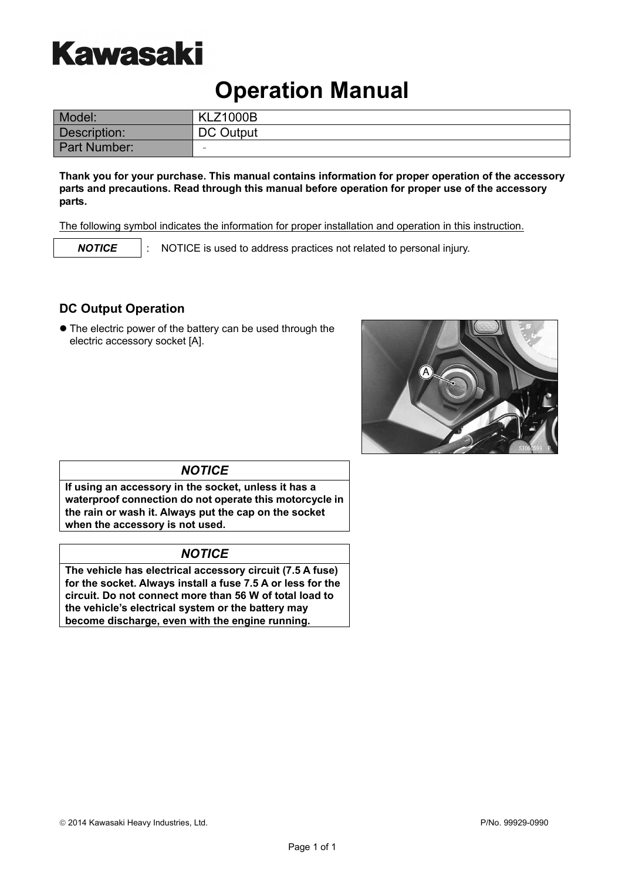# Kawasaki

# Operation Manual

| | |
|---|---|
| Model: | KLZ1000B |
| Description: | DC Output |
| Part Number: | - |

**Thank you for your purchase. This manual contains information for proper operation of the accessory parts and precautions. Read through this manual before operation for proper use of the accessory parts.**

The following symbol indicates the information for proper installation and operation in this instruction.

***NOTICE*** : NOTICE is used to address practices not related to personal injury.

## DC Output Operation

- The electric power of the battery can be used through the electric accessory socket [A].

***NOTICE***

**If using an accessory in the socket, unless it has a waterproof connection do not operate this motorcycle in the rain or wash it. Always put the cap on the socket when the accessory is not used.**

***NOTICE***

**The vehicle has electrical accessory circuit (7.5 A fuse) for the socket. Always install a fuse 7.5 A or less for the circuit. Do not connect more than 56 W of total load to the vehicle's electrical system or the battery may become discharge, even with the engine running.**

© 2014 Kawasaki Heavy Industries, Ltd. P/No. 99929-0990